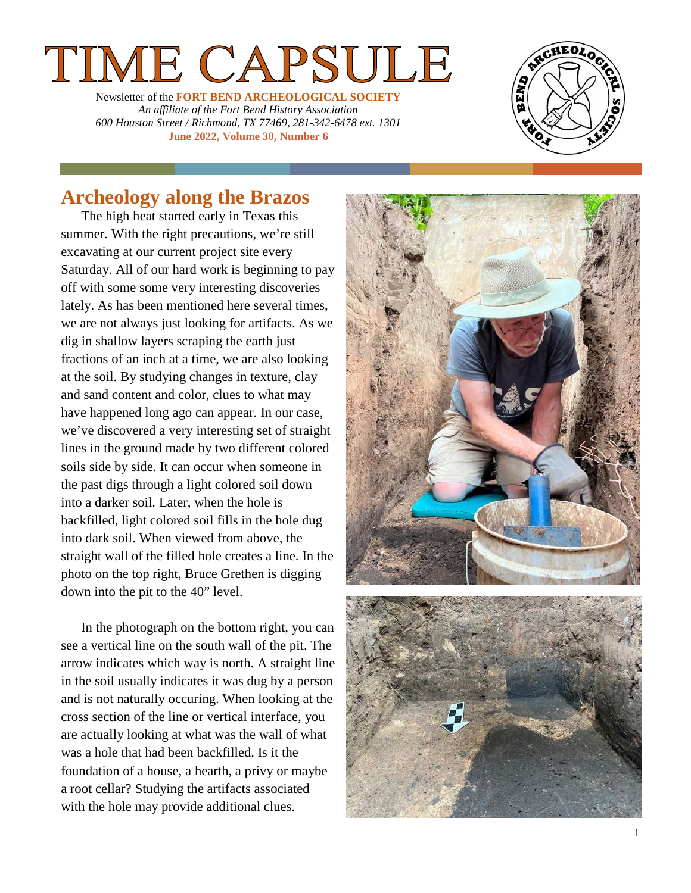# TIME CAPSULE

Newsletter of the **FORT BEND ARCHEOLOGICAL SOCIETY**
*An affiliate of the Fort Bend History Association*
*600 Houston Street / Richmond, TX 77469, 281-342-6478 ext. 1301*
**June 2022, Volume 30, Number 6**

## Archeology along the Brazos

The high heat started early in Texas this summer. With the right precautions, we're still excavating at our current project site every Saturday. All of our hard work is beginning to pay off with some some very interesting discoveries lately. As has been mentioned here several times, we are not always just looking for artifacts. As we dig in shallow layers scraping the earth just fractions of an inch at a time, we are also looking at the soil. By studying changes in texture, clay and sand content and color, clues to what may have happened long ago can appear. In our case, we've discovered a very interesting set of straight lines in the ground made by two different colored soils side by side. It can occur when someone in the past digs through a light colored soil down into a darker soil. Later, when the hole is backfilled, light colored soil fills in the hole dug into dark soil. When viewed from above, the straight wall of the filled hole creates a line. In the photo on the top right, Bruce Grethen is digging down into the pit to the 40" level.

In the photograph on the bottom right, you can see a vertical line on the south wall of the pit. The arrow indicates which way is north. A straight line in the soil usually indicates it was dug by a person and is not naturally occuring. When looking at the cross section of the line or vertical interface, you are actually looking at what was the wall of what was a hole that had been backfilled. Is it the foundation of a house, a hearth, a privy or maybe a root cellar? Studying the artifacts associated with the hole may provide additional clues.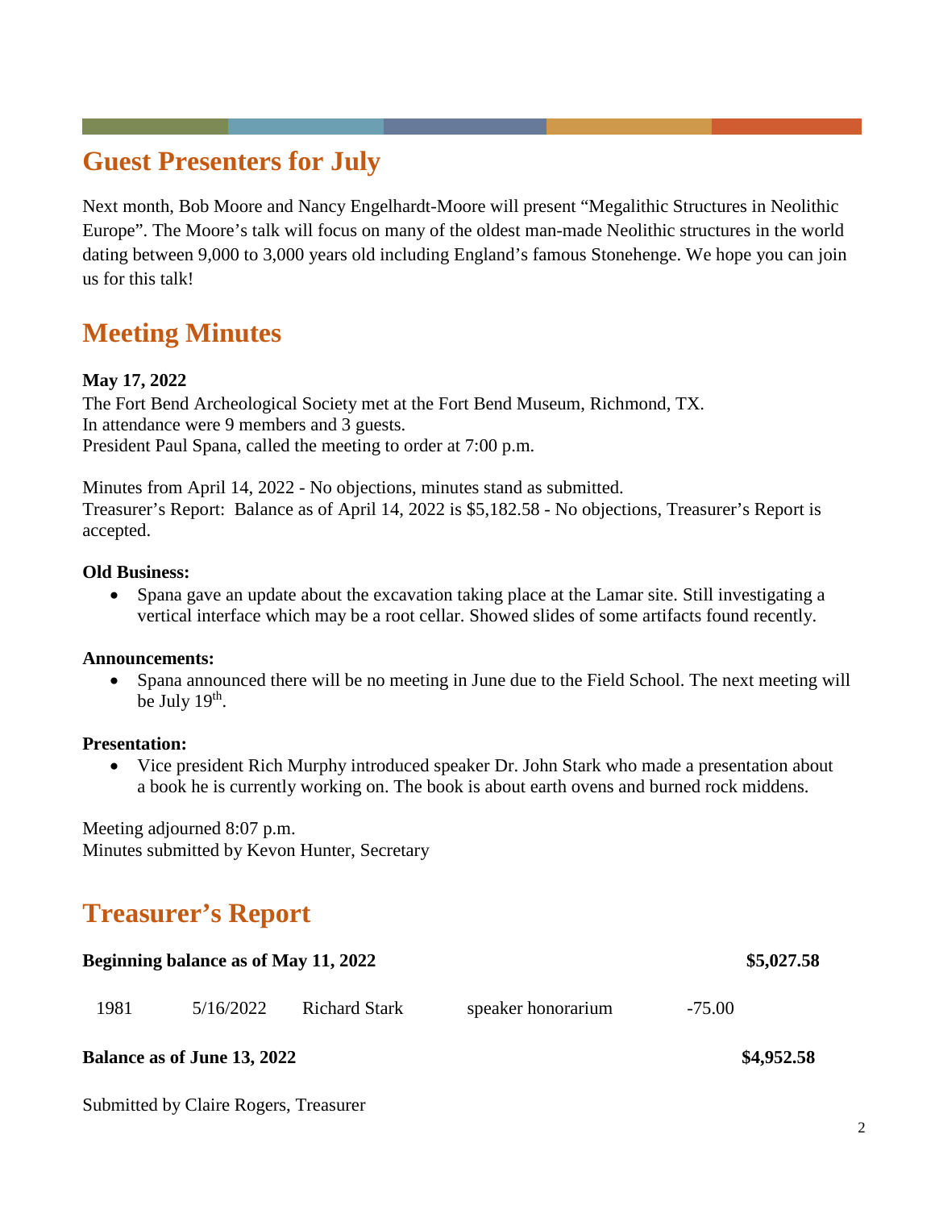## Guest Presenters for July

Next month, Bob Moore and Nancy Engelhardt-Moore will present "Megalithic Structures in Neolithic Europe". The Moore's talk will focus on many of the oldest man-made Neolithic structures in the world dating between 9,000 to 3,000 years old including England's famous Stonehenge. We hope you can join us for this talk!

## Meeting Minutes

**May 17, 2022**

The Fort Bend Archeological Society met at the Fort Bend Museum, Richmond, TX.
In attendance were 9 members and 3 guests.
President Paul Spana, called the meeting to order at 7:00 p.m.

Minutes from April 14, 2022 - No objections, minutes stand as submitted.
Treasurer's Report: Balance as of April 14, 2022 is $5,182.58 - No objections, Treasurer's Report is accepted.

**Old Business:**

- Spana gave an update about the excavation taking place at the Lamar site. Still investigating a vertical interface which may be a root cellar. Showed slides of some artifacts found recently.

**Announcements:**

- Spana announced there will be no meeting in June due to the Field School. The next meeting will be July 19th.

**Presentation:**

- Vice president Rich Murphy introduced speaker Dr. John Stark who made a presentation about a book he is currently working on. The book is about earth ovens and burned rock middens.

Meeting adjourned 8:07 p.m.
Minutes submitted by Kevon Hunter, Secretary

## Treasurer's Report

| | | | | | |
|---|---|---|---|---|---|
| **Beginning balance as of May 11, 2022** | | | | | **$5,027.58** |
| 1981 | 5/16/2022 | Richard Stark | speaker honorarium | -75.00 | |
| **Balance as of June 13, 2022** | | | | | **$4,952.58** |

Submitted by Claire Rogers, Treasurer